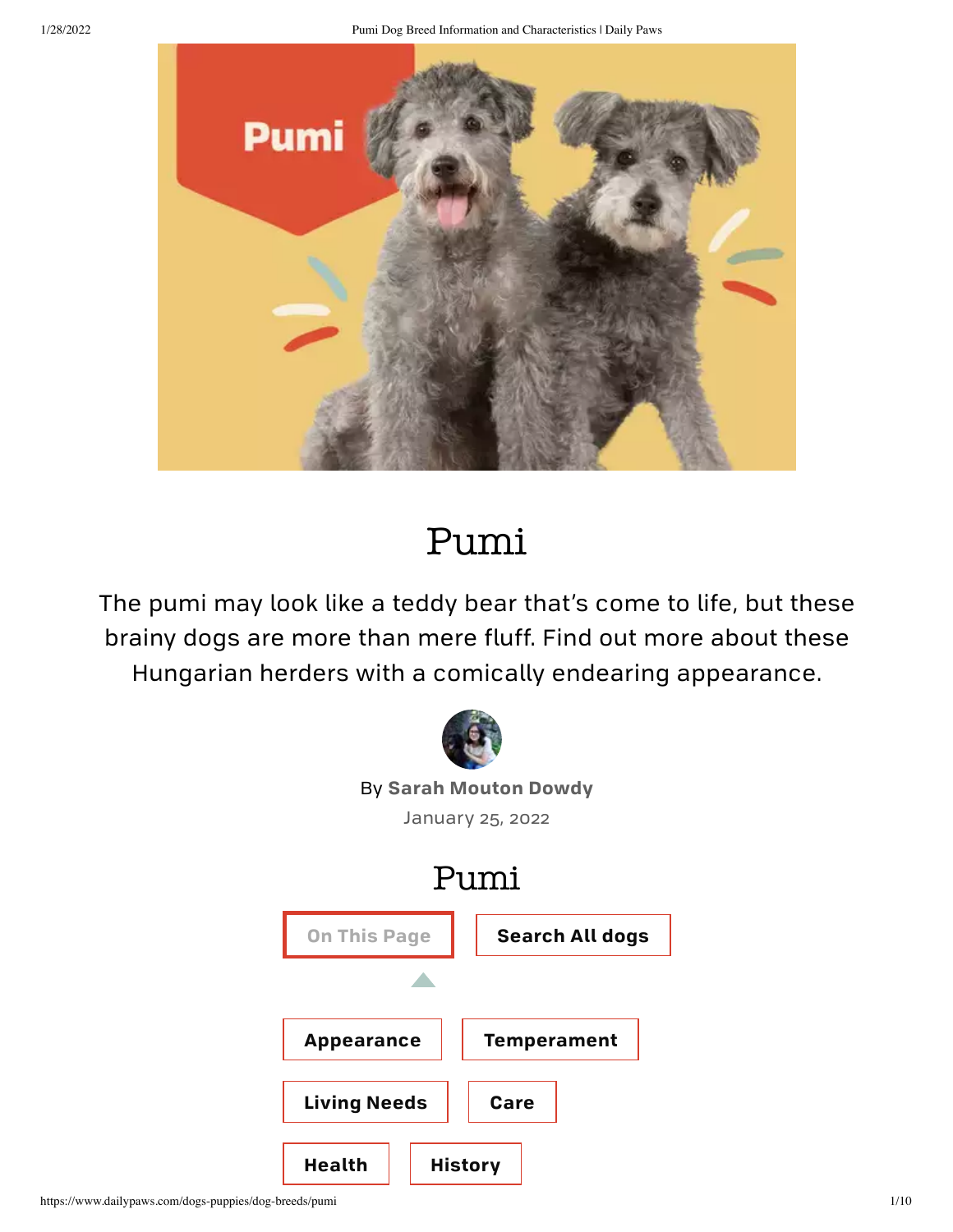# Pumi

The pumi may look like a teddy bear that's come to life, but these brainy dogs are more than mere fluff. Find out more about these Hungarian herders with a comically endearing appearance.

By **Sarah Mouton Dowdy**

January 25, 2022

## Pumi

On This Page

Search All dogs

- Appearance
- Temperament
- Living Needs
- Care
- Health
- History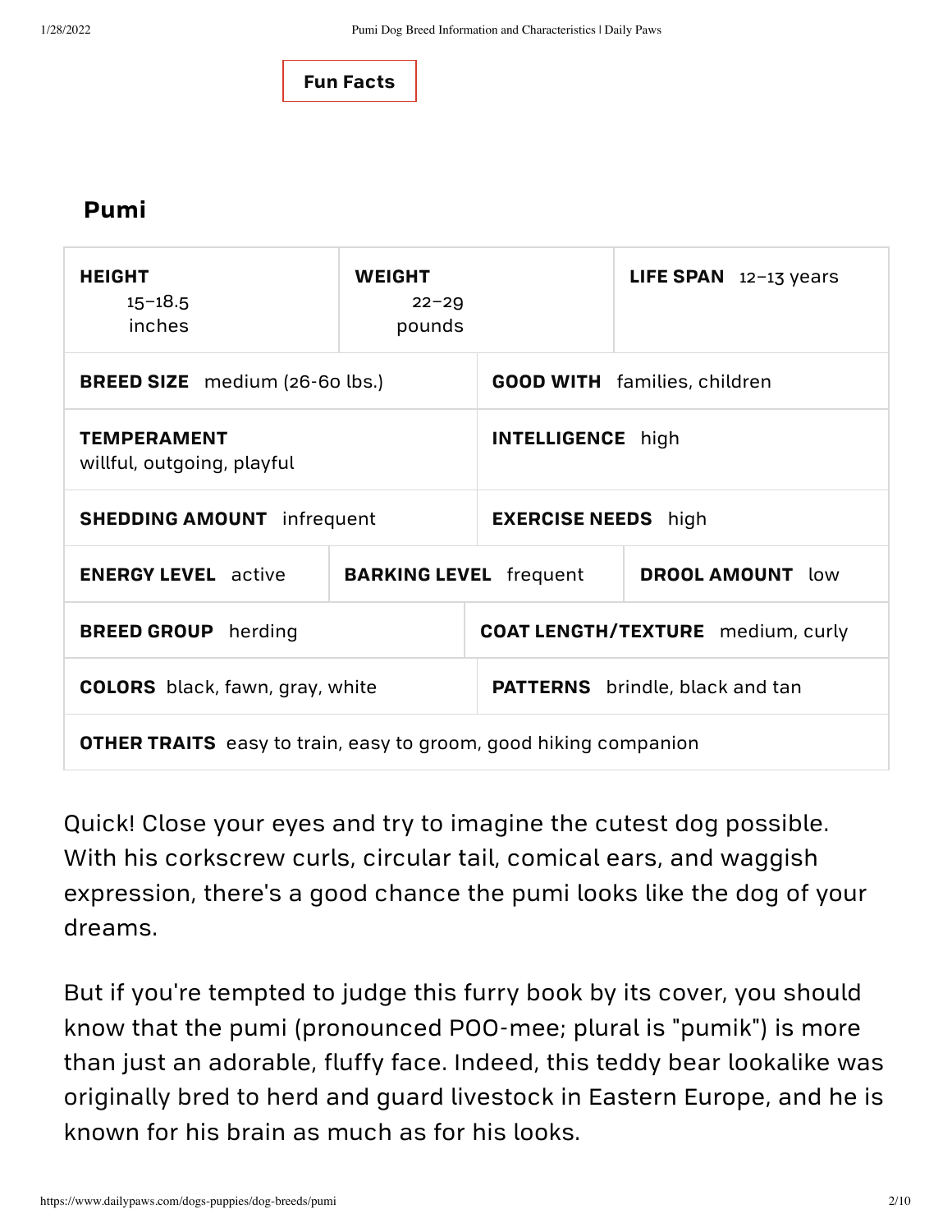**Fun Facts**

## Pumi

| | | |
|---|---|---|
| **HEIGHT** 15–18.5 inches | **WEIGHT** 22–29 pounds | **LIFE SPAN** 12–13 years |
| **BREED SIZE** medium (26-60 lbs.) | **GOOD WITH** families, children | |
| **TEMPERAMENT** willful, outgoing, playful | **INTELLIGENCE** high | |
| **SHEDDING AMOUNT** infrequent | **EXERCISE NEEDS** high | |
| **ENERGY LEVEL** active | **BARKING LEVEL** frequent | **DROOL AMOUNT** low |
| **BREED GROUP** herding | **COAT LENGTH/TEXTURE** medium, curly | |
| **COLORS** black, fawn, gray, white | **PATTERNS** brindle, black and tan | |
| **OTHER TRAITS** easy to train, easy to groom, good hiking companion | | |

Quick! Close your eyes and try to imagine the cutest dog possible. With his corkscrew curls, circular tail, comical ears, and waggish expression, there's a good chance the pumi looks like the dog of your dreams.

But if you're tempted to judge this furry book by its cover, you should know that the pumi (pronounced POO-mee; plural is "pumik") is more than just an adorable, fluffy face. Indeed, this teddy bear lookalike was originally bred to herd and guard livestock in Eastern Europe, and he is known for his brain as much as for his looks.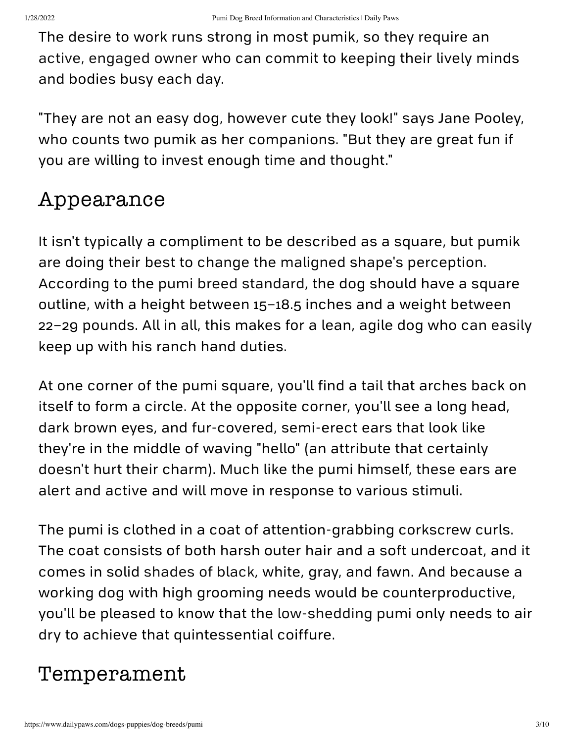The desire to work runs strong in most pumik, so they require an active, engaged owner who can commit to keeping their lively minds and bodies busy each day.

"They are not an easy dog, however cute they look!" says Jane Pooley, who counts two pumik as her companions. "But they are great fun if you are willing to invest enough time and thought."

## Appearance

It isn't typically a compliment to be described as a square, but pumik are doing their best to change the maligned shape's perception. According to the pumi breed standard, the dog should have a square outline, with a height between 15–18.5 inches and a weight between 22–29 pounds. All in all, this makes for a lean, agile dog who can easily keep up with his ranch hand duties.

At one corner of the pumi square, you'll find a tail that arches back on itself to form a circle. At the opposite corner, you'll see a long head, dark brown eyes, and fur-covered, semi-erect ears that look like they're in the middle of waving "hello" (an attribute that certainly doesn't hurt their charm). Much like the pumi himself, these ears are alert and active and will move in response to various stimuli.

The pumi is clothed in a coat of attention-grabbing corkscrew curls. The coat consists of both harsh outer hair and a soft undercoat, and it comes in solid shades of black, white, gray, and fawn. And because a working dog with high grooming needs would be counterproductive, you'll be pleased to know that the low-shedding pumi only needs to air dry to achieve that quintessential coiffure.

## Temperament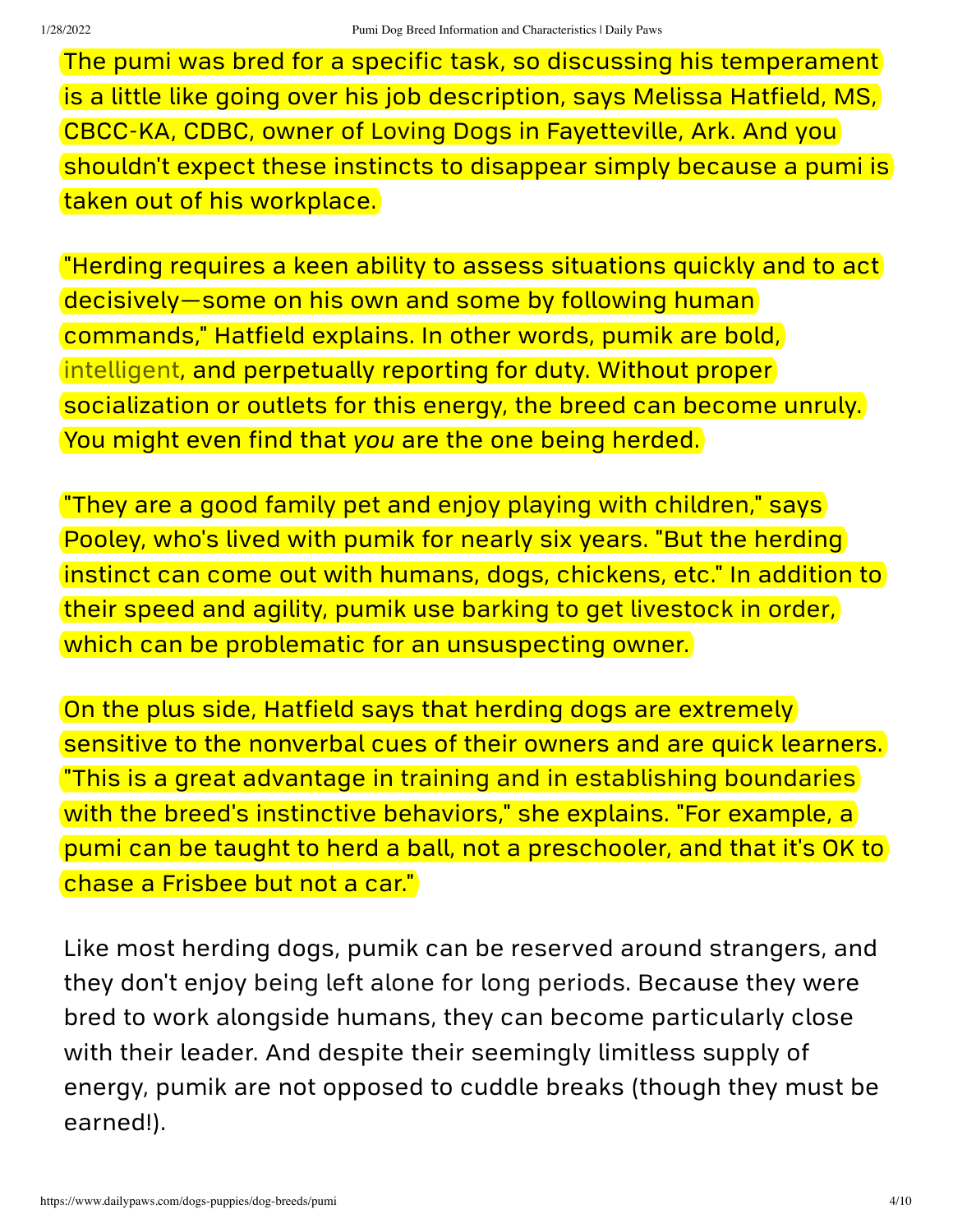The pumi was bred for a specific task, so discussing his temperament is a little like going over his job description, says Melissa Hatfield, MS, CBCC-KA, CDBC, owner of Loving Dogs in Fayetteville, Ark. And you shouldn't expect these instincts to disappear simply because a pumi is taken out of his workplace.

"Herding requires a keen ability to assess situations quickly and to act decisively—some on his own and some by following human commands," Hatfield explains. In other words, pumik are bold, intelligent, and perpetually reporting for duty. Without proper socialization or outlets for this energy, the breed can become unruly. You might even find that *you* are the one being herded.

"They are a good family pet and enjoy playing with children," says Pooley, who's lived with pumik for nearly six years. "But the herding instinct can come out with humans, dogs, chickens, etc." In addition to their speed and agility, pumik use barking to get livestock in order, which can be problematic for an unsuspecting owner.

On the plus side, Hatfield says that herding dogs are extremely sensitive to the nonverbal cues of their owners and are quick learners. "This is a great advantage in training and in establishing boundaries with the breed's instinctive behaviors," she explains. "For example, a pumi can be taught to herd a ball, not a preschooler, and that it's OK to chase a Frisbee but not a car."

Like most herding dogs, pumik can be reserved around strangers, and they don't enjoy being left alone for long periods. Because they were bred to work alongside humans, they can become particularly close with their leader. And despite their seemingly limitless supply of energy, pumik are not opposed to cuddle breaks (though they must be earned!).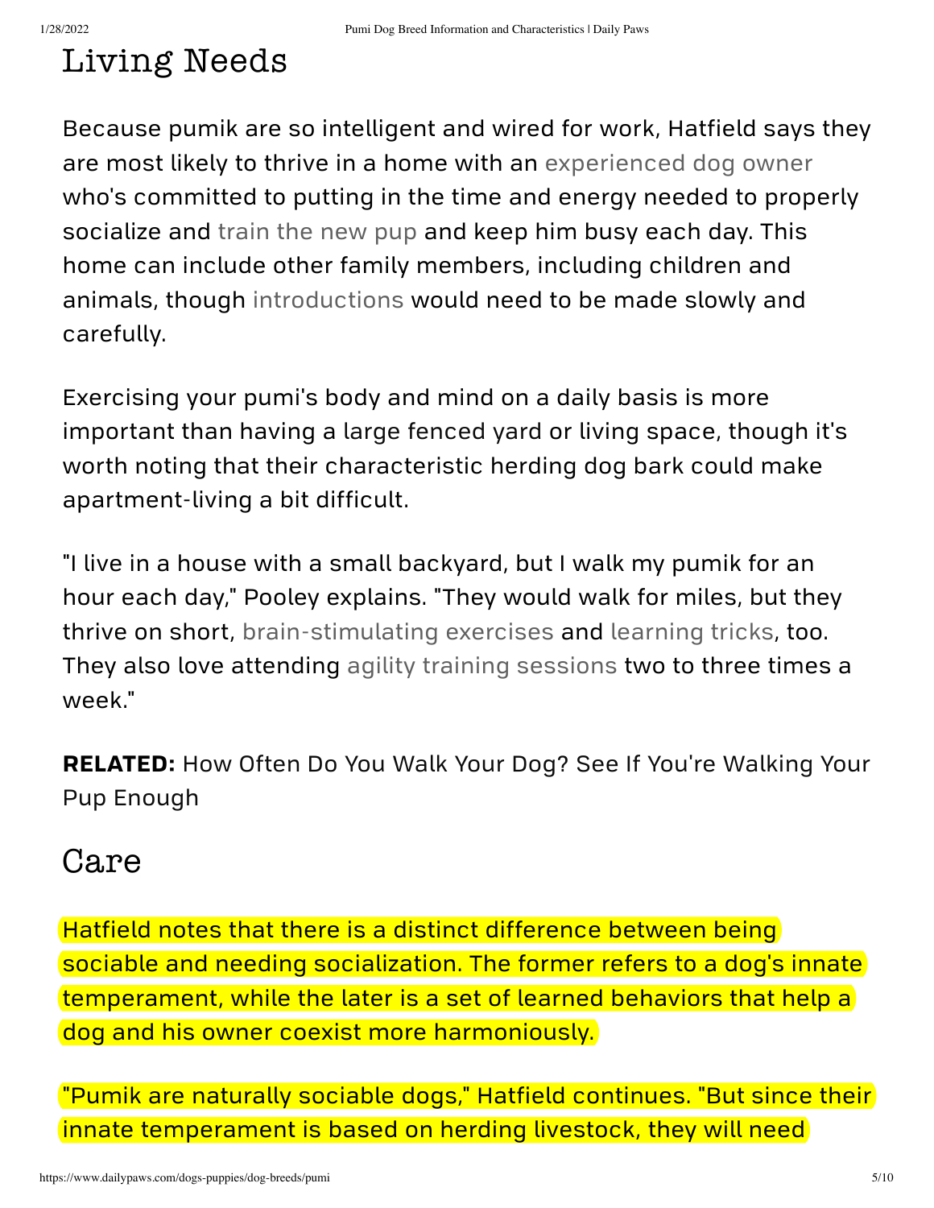## Living Needs

Because pumik are so intelligent and wired for work, Hatfield says they are most likely to thrive in a home with an experienced dog owner who's committed to putting in the time and energy needed to properly socialize and train the new pup and keep him busy each day. This home can include other family members, including children and animals, though introductions would need to be made slowly and carefully.

Exercising your pumi's body and mind on a daily basis is more important than having a large fenced yard or living space, though it's worth noting that their characteristic herding dog bark could make apartment-living a bit difficult.

"I live in a house with a small backyard, but I walk my pumik for an hour each day," Pooley explains. "They would walk for miles, but they thrive on short, brain-stimulating exercises and learning tricks, too. They also love attending agility training sessions two to three times a week."

**RELATED:** How Often Do You Walk Your Dog? See If You're Walking Your Pup Enough

## Care

Hatfield notes that there is a distinct difference between being sociable and needing socialization. The former refers to a dog's innate temperament, while the later is a set of learned behaviors that help a dog and his owner coexist more harmoniously.

"Pumik are naturally sociable dogs," Hatfield continues. "But since their innate temperament is based on herding livestock, they will need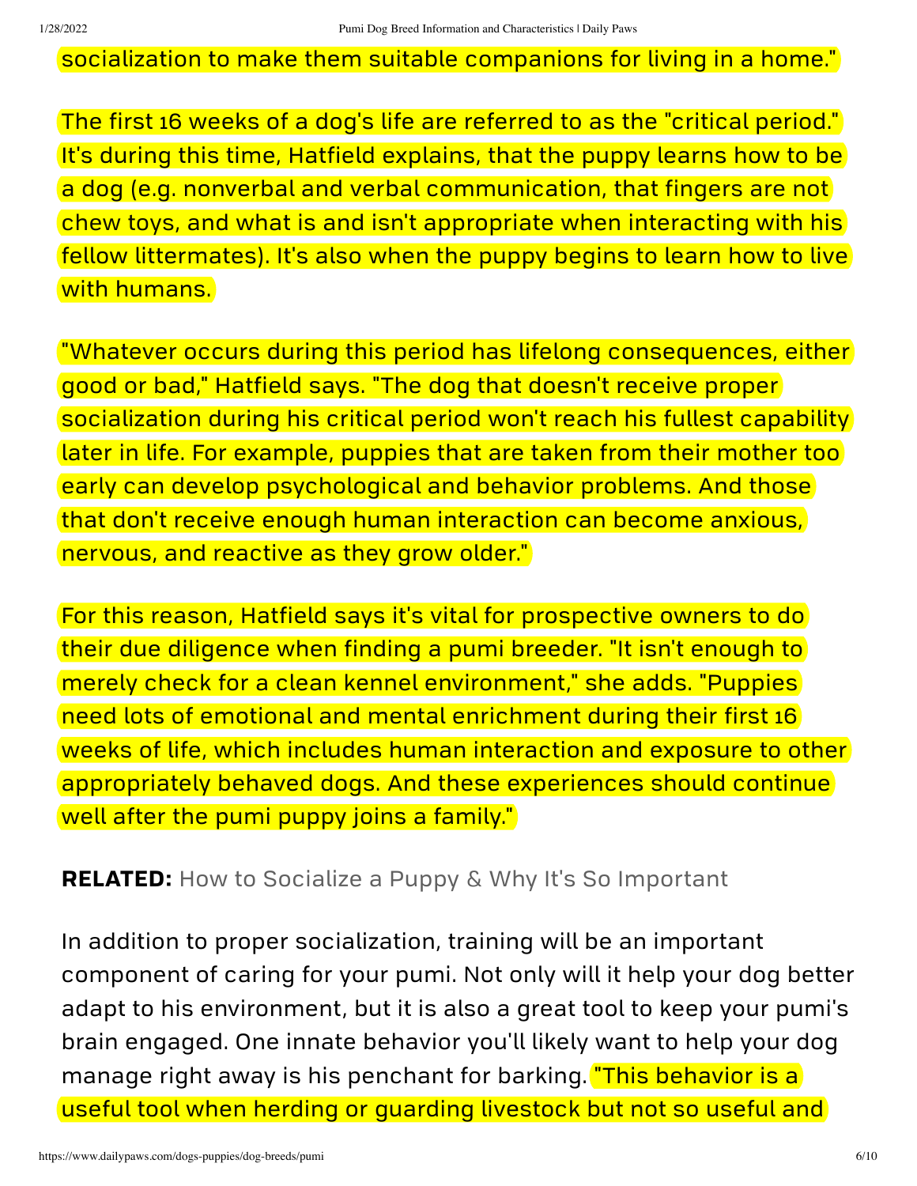socialization to make them suitable companions for living in a home."

The first 16 weeks of a dog's life are referred to as the "critical period." It's during this time, Hatfield explains, that the puppy learns how to be a dog (e.g. nonverbal and verbal communication, that fingers are not chew toys, and what is and isn't appropriate when interacting with his fellow littermates). It's also when the puppy begins to learn how to live with humans.

"Whatever occurs during this period has lifelong consequences, either good or bad," Hatfield says. "The dog that doesn't receive proper socialization during his critical period won't reach his fullest capability later in life. For example, puppies that are taken from their mother too early can develop psychological and behavior problems. And those that don't receive enough human interaction can become anxious, nervous, and reactive as they grow older."

For this reason, Hatfield says it's vital for prospective owners to do their due diligence when finding a pumi breeder. "It isn't enough to merely check for a clean kennel environment," she adds. "Puppies need lots of emotional and mental enrichment during their first 16 weeks of life, which includes human interaction and exposure to other appropriately behaved dogs. And these experiences should continue well after the pumi puppy joins a family."

**RELATED:** How to Socialize a Puppy & Why It's So Important

In addition to proper socialization, training will be an important component of caring for your pumi. Not only will it help your dog better adapt to his environment, but it is also a great tool to keep your pumi's brain engaged. One innate behavior you'll likely want to help your dog manage right away is his penchant for barking. "This behavior is a useful tool when herding or guarding livestock but not so useful and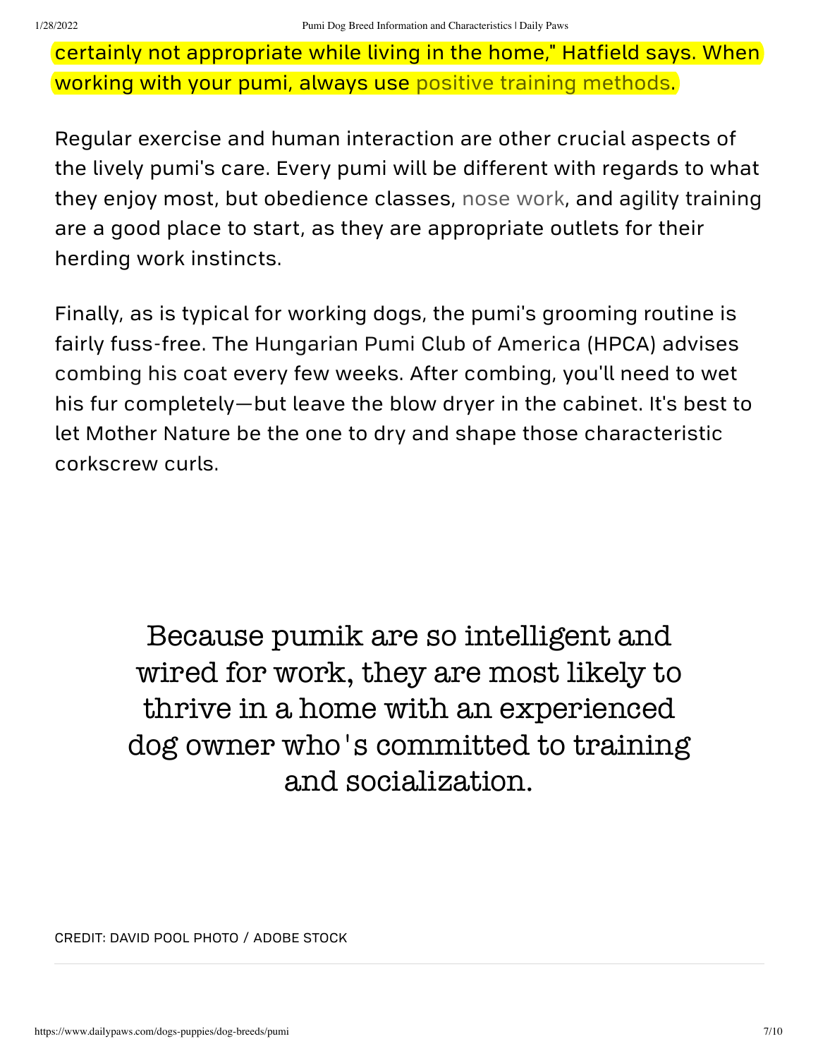certainly not appropriate while living in the home," Hatfield says. When working with your pumi, always use positive training methods.

Regular exercise and human interaction are other crucial aspects of the lively pumi's care. Every pumi will be different with regards to what they enjoy most, but obedience classes, nose work, and agility training are a good place to start, as they are appropriate outlets for their herding work instincts.

Finally, as is typical for working dogs, the pumi's grooming routine is fairly fuss-free. The Hungarian Pumi Club of America (HPCA) advises combing his coat every few weeks. After combing, you'll need to wet his fur completely—but leave the blow dryer in the cabinet. It's best to let Mother Nature be the one to dry and shape those characteristic corkscrew curls.

> Because pumik are so intelligent and wired for work, they are most likely to thrive in a home with an experienced dog owner who's committed to training and socialization.

CREDIT: DAVID POOL PHOTO / ADOBE STOCK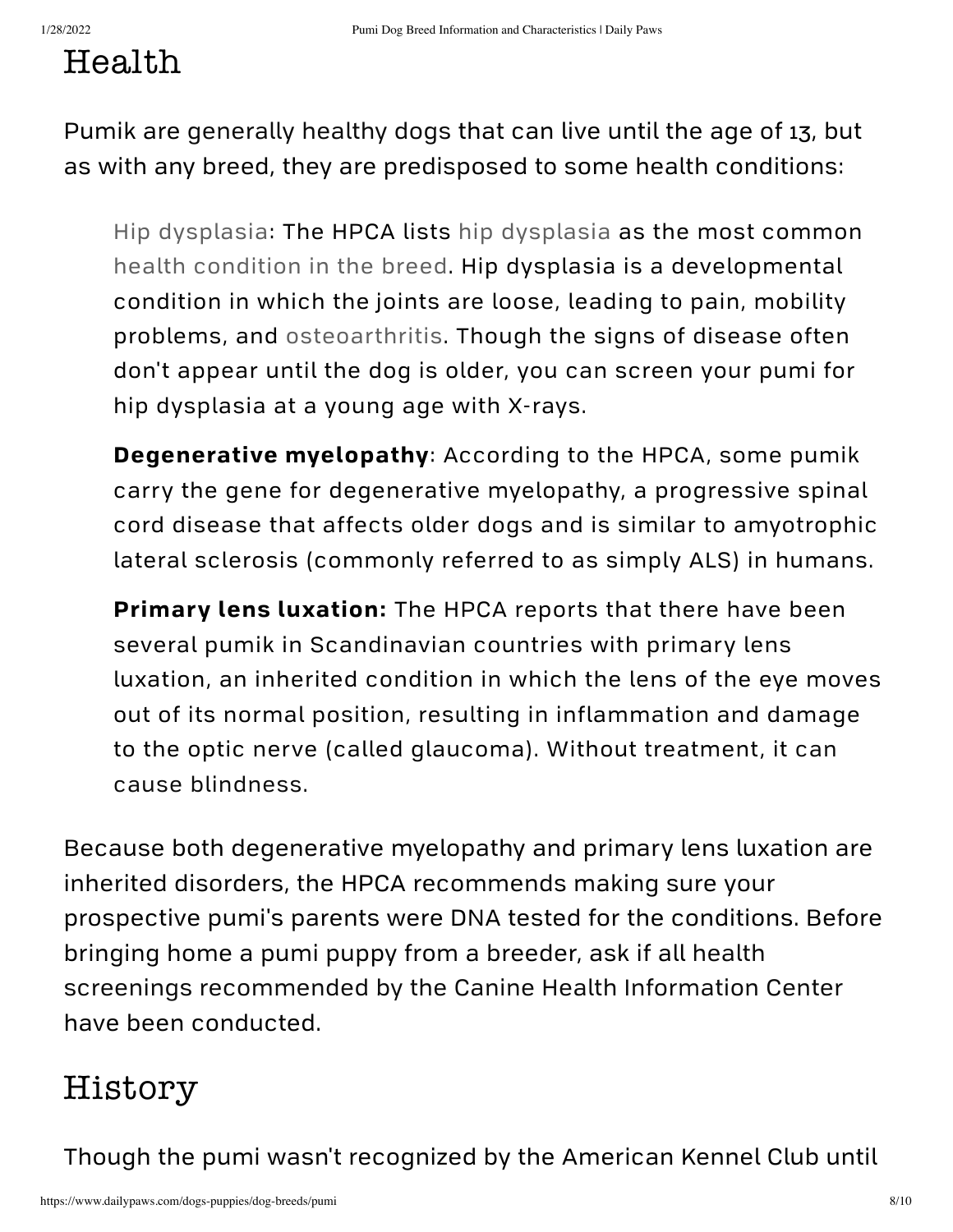## Health

Pumik are generally healthy dogs that can live until the age of 13, but as with any breed, they are predisposed to some health conditions:

> Hip dysplasia: The HPCA lists hip dysplasia as the most common health condition in the breed. Hip dysplasia is a developmental condition in which the joints are loose, leading to pain, mobility problems, and osteoarthritis. Though the signs of disease often don't appear until the dog is older, you can screen your pumi for hip dysplasia at a young age with X-rays.
>
> **Degenerative myelopathy**: According to the HPCA, some pumik carry the gene for degenerative myelopathy, a progressive spinal cord disease that affects older dogs and is similar to amyotrophic lateral sclerosis (commonly referred to as simply ALS) in humans.
>
> **Primary lens luxation:** The HPCA reports that there have been several pumik in Scandinavian countries with primary lens luxation, an inherited condition in which the lens of the eye moves out of its normal position, resulting in inflammation and damage to the optic nerve (called glaucoma). Without treatment, it can cause blindness.

Because both degenerative myelopathy and primary lens luxation are inherited disorders, the HPCA recommends making sure your prospective pumi's parents were DNA tested for the conditions. Before bringing home a pumi puppy from a breeder, ask if all health screenings recommended by the Canine Health Information Center have been conducted.

## History

Though the pumi wasn't recognized by the American Kennel Club until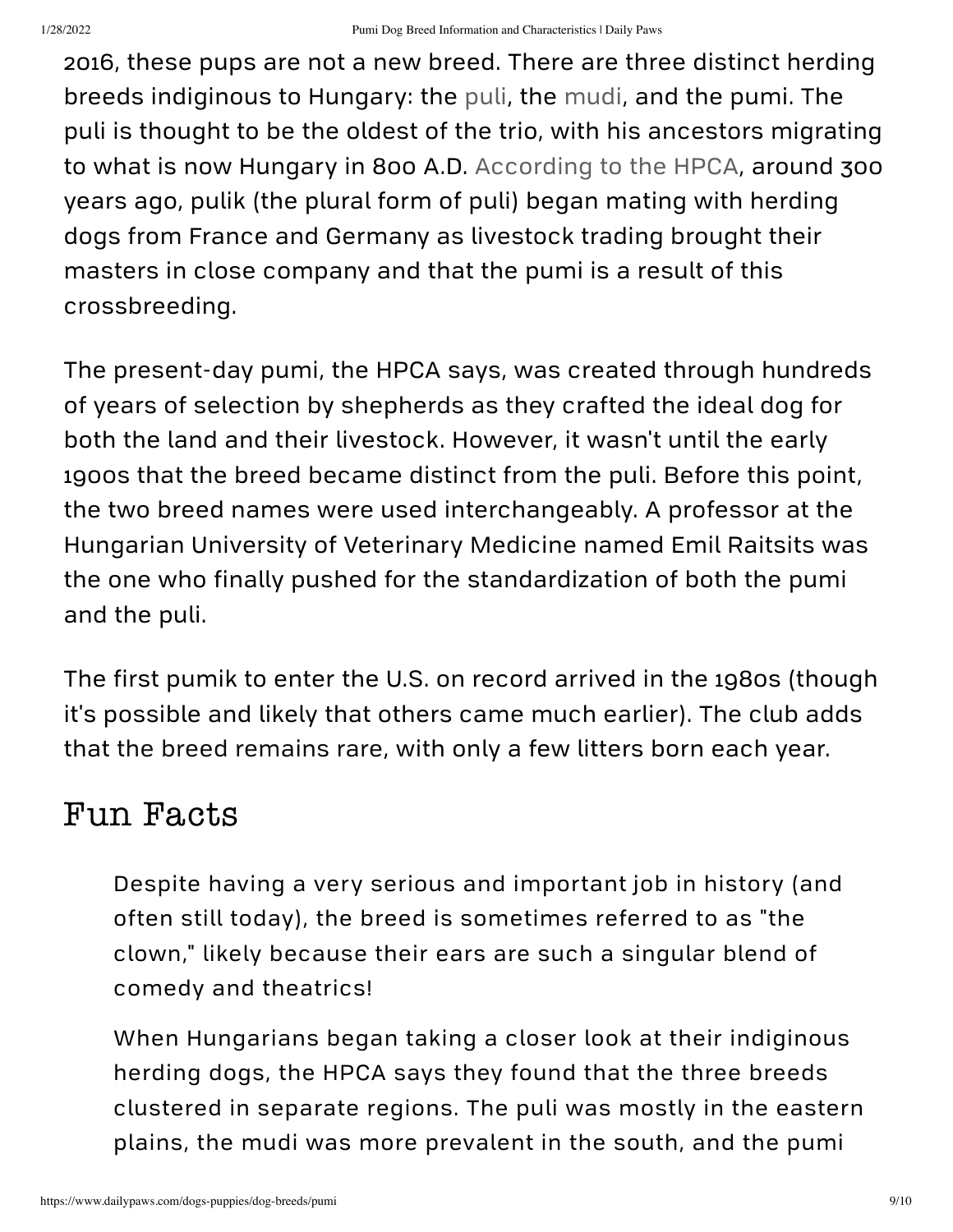2016, these pups are not a new breed. There are three distinct herding breeds indiginous to Hungary: the puli, the mudi, and the pumi. The puli is thought to be the oldest of the trio, with his ancestors migrating to what is now Hungary in 800 A.D. According to the HPCA, around 300 years ago, pulik (the plural form of puli) began mating with herding dogs from France and Germany as livestock trading brought their masters in close company and that the pumi is a result of this crossbreeding.

The present-day pumi, the HPCA says, was created through hundreds of years of selection by shepherds as they crafted the ideal dog for both the land and their livestock. However, it wasn't until the early 1900s that the breed became distinct from the puli. Before this point, the two breed names were used interchangeably. A professor at the Hungarian University of Veterinary Medicine named Emil Raitsits was the one who finally pushed for the standardization of both the pumi and the puli.

The first pumik to enter the U.S. on record arrived in the 1980s (though it's possible and likely that others came much earlier). The club adds that the breed remains rare, with only a few litters born each year.

## Fun Facts

> Despite having a very serious and important job in history (and often still today), the breed is sometimes referred to as "the clown," likely because their ears are such a singular blend of comedy and theatrics!
>
> When Hungarians began taking a closer look at their indiginous herding dogs, the HPCA says they found that the three breeds clustered in separate regions. The puli was mostly in the eastern plains, the mudi was more prevalent in the south, and the pumi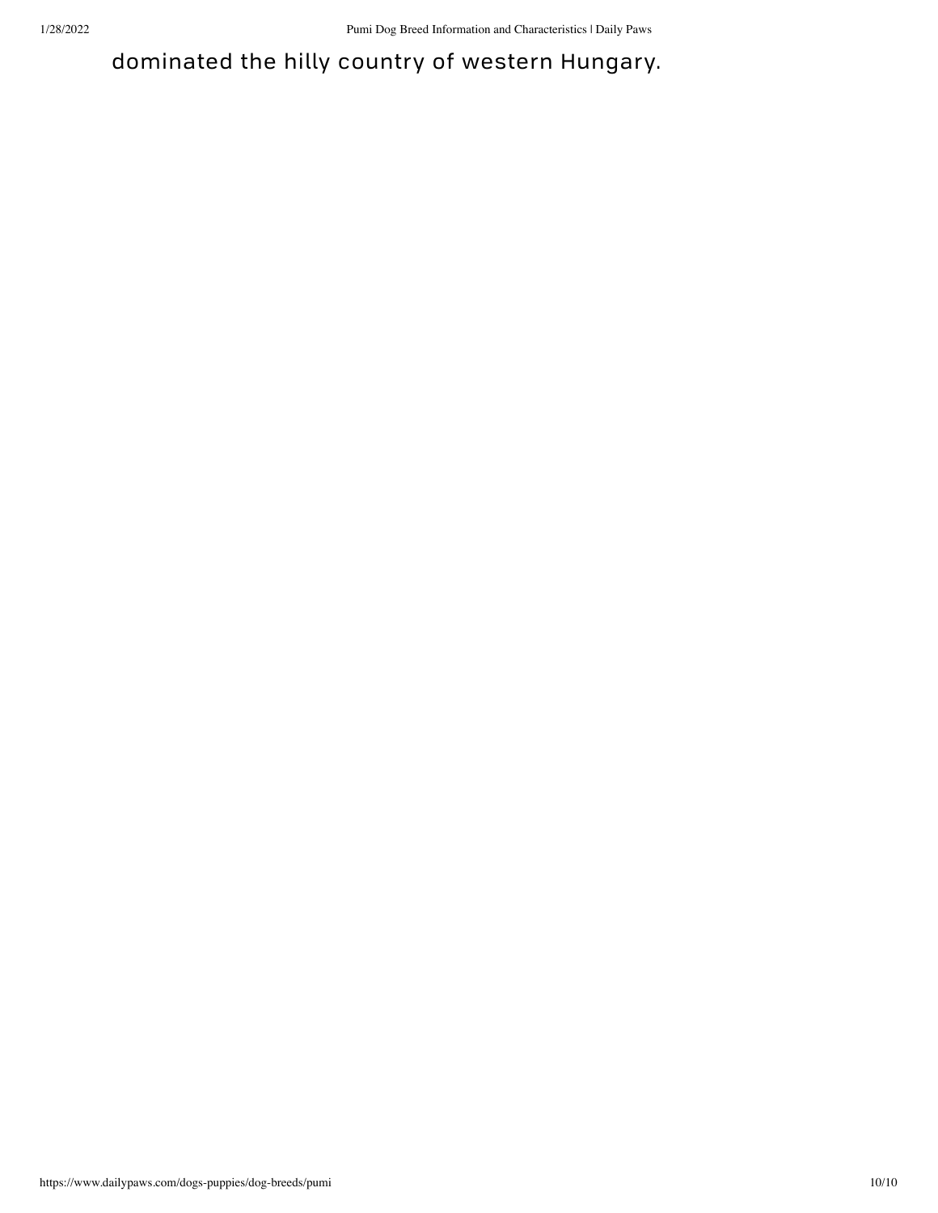dominated the hilly country of western Hungary.